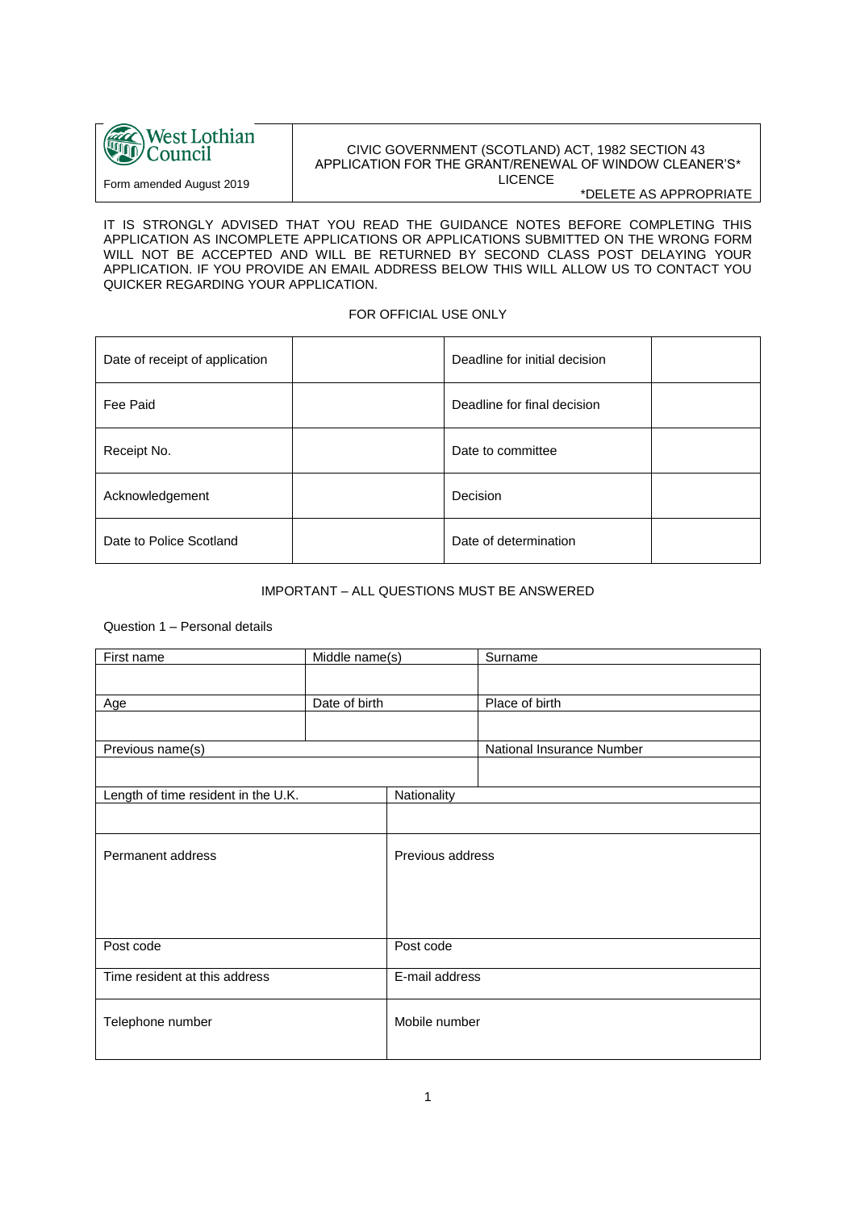| West Lothian Council<br>Form amended August 2019 | CIVIC GOVERNMENT (SCOTLAND) ACT, 1982 SECTION 43<br>APPLICATION FOR THE GRANT/RENEWAL OF WINDOW CLEANER'S* LICENCE<br>*DELETE AS APPROPRIATE |
|---|---|

IT IS STRONGLY ADVISED THAT YOU READ THE GUIDANCE NOTES BEFORE COMPLETING THIS APPLICATION AS INCOMPLETE APPLICATIONS OR APPLICATIONS SUBMITTED ON THE WRONG FORM WILL NOT BE ACCEPTED AND WILL BE RETURNED BY SECOND CLASS POST DELAYING YOUR APPLICATION. IF YOU PROVIDE AN EMAIL ADDRESS BELOW THIS WILL ALLOW US TO CONTACT YOU QUICKER REGARDING YOUR APPLICATION.

FOR OFFICIAL USE ONLY

| | | | |
|---|---|---|---|
| Date of receipt of application | | Deadline for initial decision | |
| Fee Paid | | Deadline for final decision | |
| Receipt No. | | Date to committee | |
| Acknowledgement | | Decision | |
| Date to Police Scotland | | Date of determination | |

IMPORTANT – ALL QUESTIONS MUST BE ANSWERED

Question 1 – Personal details

| First name | Middle name(s) | Surname |
|---|---|---|
| | | |
| **Age** | **Date of birth** | **Place of birth** |
| | | |
| **Previous name(s)** | | **National Insurance Number** |
| | | |

| Length of time resident in the U.K. | Nationality |
|---|---|
| | |
| Permanent address | Previous address |
| Post code | Post code |
| Time resident at this address | E-mail address |
| Telephone number | Mobile number |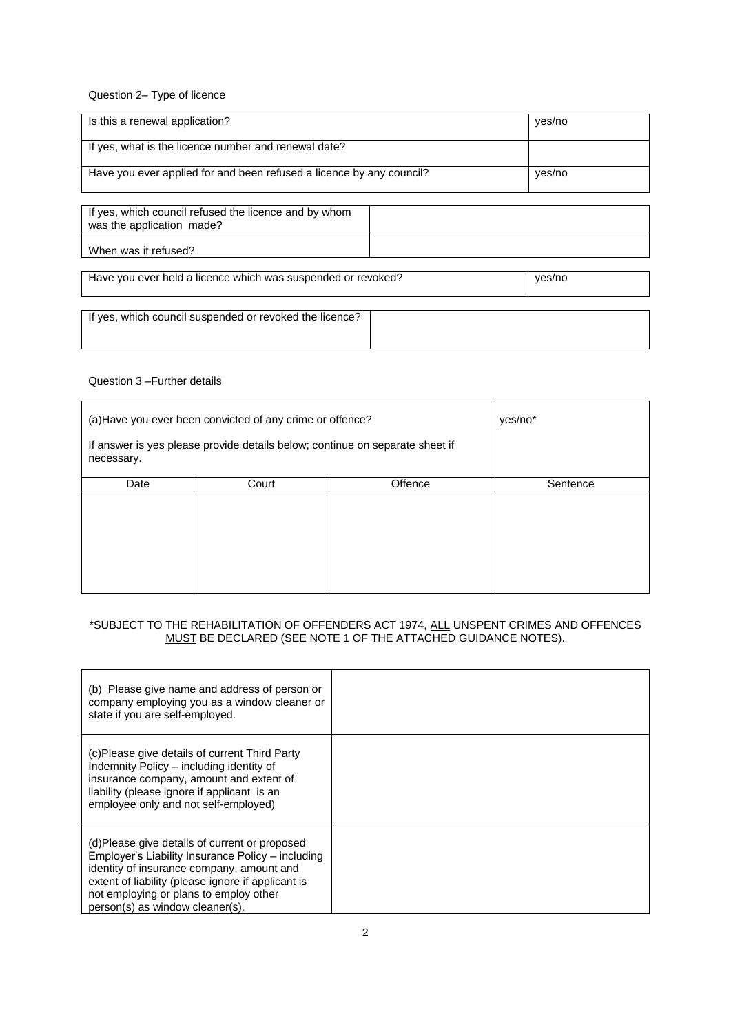Question 2– Type of licence

| Is this a renewal application? | yes/no |
|---|---|
| If yes, what is the licence number and renewal date? | |
| Have you ever applied for and been refused a licence by any council? | yes/no |

| If yes, which council refused the licence and by whom was the application made? | |
|---|---|
| When was it refused? | |

| Have you ever held a licence which was suspended or revoked? | yes/no |
|---|---|

| If yes, which council suspended or revoked the licence? | |
|---|---|

Question 3 –Further details

| (a)Have you ever been convicted of any crime or offence?<br><br>If answer is yes please provide details below; continue on separate sheet if necessary. | | | yes/no* |
|---|---|---|---|
| Date | Court | Offence | Sentence |
| | | | |

*SUBJECT TO THE REHABILITATION OF OFFENDERS ACT 1974, ALL UNSPENT CRIMES AND OFFENCES MUST BE DECLARED (SEE NOTE 1 OF THE ATTACHED GUIDANCE NOTES).

| (b) Please give name and address of person or company employing you as a window cleaner or state if you are self-employed. | |
|---|---|
| (c)Please give details of current Third Party Indemnity Policy – including identity of insurance company, amount and extent of liability (please ignore if applicant is an employee only and not self-employed) | |
| (d)Please give details of current or proposed Employer's Liability Insurance Policy – including identity of insurance company, amount and extent of liability (please ignore if applicant is not employing or plans to employ other person(s) as window cleaner(s). | |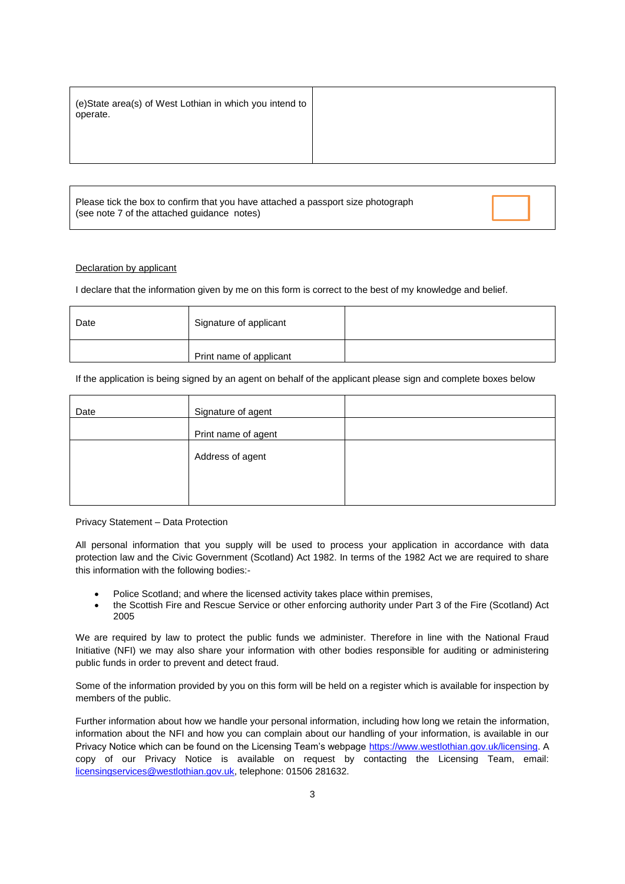| (e)State area(s) of West Lothian in which you intend to operate. | |
|---|---|

| Please tick the box to confirm that you have attached a passport size photograph (see note 7 of the attached guidance notes) | ☐ |
|---|---|

Declaration by applicant

I declare that the information given by me on this form is correct to the best of my knowledge and belief.

| Date | Signature of applicant | |
|---|---|---|
| | Print name of applicant | |

If the application is being signed by an agent on behalf of the applicant please sign and complete boxes below

| Date | Signature of agent | |
|---|---|---|
| | Print name of agent | |
| | Address of agent | |

Privacy Statement – Data Protection

All personal information that you supply will be used to process your application in accordance with data protection law and the Civic Government (Scotland) Act 1982. In terms of the 1982 Act we are required to share this information with the following bodies:-

- Police Scotland; and where the licensed activity takes place within premises,
- the Scottish Fire and Rescue Service or other enforcing authority under Part 3 of the Fire (Scotland) Act 2005

We are required by law to protect the public funds we administer. Therefore in line with the National Fraud Initiative (NFI) we may also share your information with other bodies responsible for auditing or administering public funds in order to prevent and detect fraud.

Some of the information provided by you on this form will be held on a register which is available for inspection by members of the public.

Further information about how we handle your personal information, including how long we retain the information, information about the NFI and how you can complain about our handling of your information, is available in our Privacy Notice which can be found on the Licensing Team's webpage https://www.westlothian.gov.uk/licensing. A copy of our Privacy Notice is available on request by contacting the Licensing Team, email: licensingservices@westlothian.gov.uk, telephone: 01506 281632.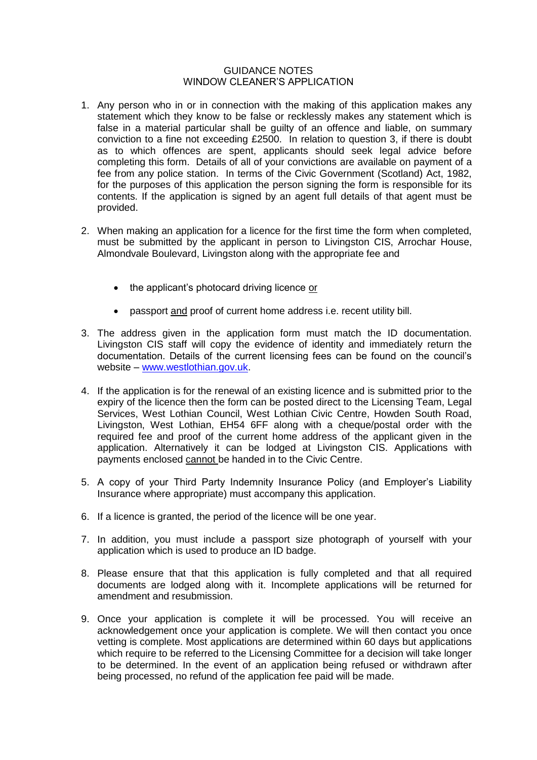# GUIDANCE NOTES
## WINDOW CLEANER'S APPLICATION

1. Any person who in or in connection with the making of this application makes any statement which they know to be false or recklessly makes any statement which is false in a material particular shall be guilty of an offence and liable, on summary conviction to a fine not exceeding £2500. In relation to question 3, if there is doubt as to which offences are spent, applicants should seek legal advice before completing this form. Details of all of your convictions are available on payment of a fee from any police station. In terms of the Civic Government (Scotland) Act, 1982, for the purposes of this application the person signing the form is responsible for its contents. If the application is signed by an agent full details of that agent must be provided.

2. When making an application for a licence for the first time the form when completed, must be submitted by the applicant in person to Livingston CIS, Arrochar House, Almondvale Boulevard, Livingston along with the appropriate fee and

   - the applicant's photocard driving licence or
   - passport and proof of current home address i.e. recent utility bill.

3. The address given in the application form must match the ID documentation. Livingston CIS staff will copy the evidence of identity and immediately return the documentation. Details of the current licensing fees can be found on the council's website – www.westlothian.gov.uk.

4. If the application is for the renewal of an existing licence and is submitted prior to the expiry of the licence then the form can be posted direct to the Licensing Team, Legal Services, West Lothian Council, West Lothian Civic Centre, Howden South Road, Livingston, West Lothian, EH54 6FF along with a cheque/postal order with the required fee and proof of the current home address of the applicant given in the application. Alternatively it can be lodged at Livingston CIS. Applications with payments enclosed cannot be handed in to the Civic Centre.

5. A copy of your Third Party Indemnity Insurance Policy (and Employer's Liability Insurance where appropriate) must accompany this application.

6. If a licence is granted, the period of the licence will be one year.

7. In addition, you must include a passport size photograph of yourself with your application which is used to produce an ID badge.

8. Please ensure that that this application is fully completed and that all required documents are lodged along with it. Incomplete applications will be returned for amendment and resubmission.

9. Once your application is complete it will be processed. You will receive an acknowledgement once your application is complete. We will then contact you once vetting is complete. Most applications are determined within 60 days but applications which require to be referred to the Licensing Committee for a decision will take longer to be determined. In the event of an application being refused or withdrawn after being processed, no refund of the application fee paid will be made.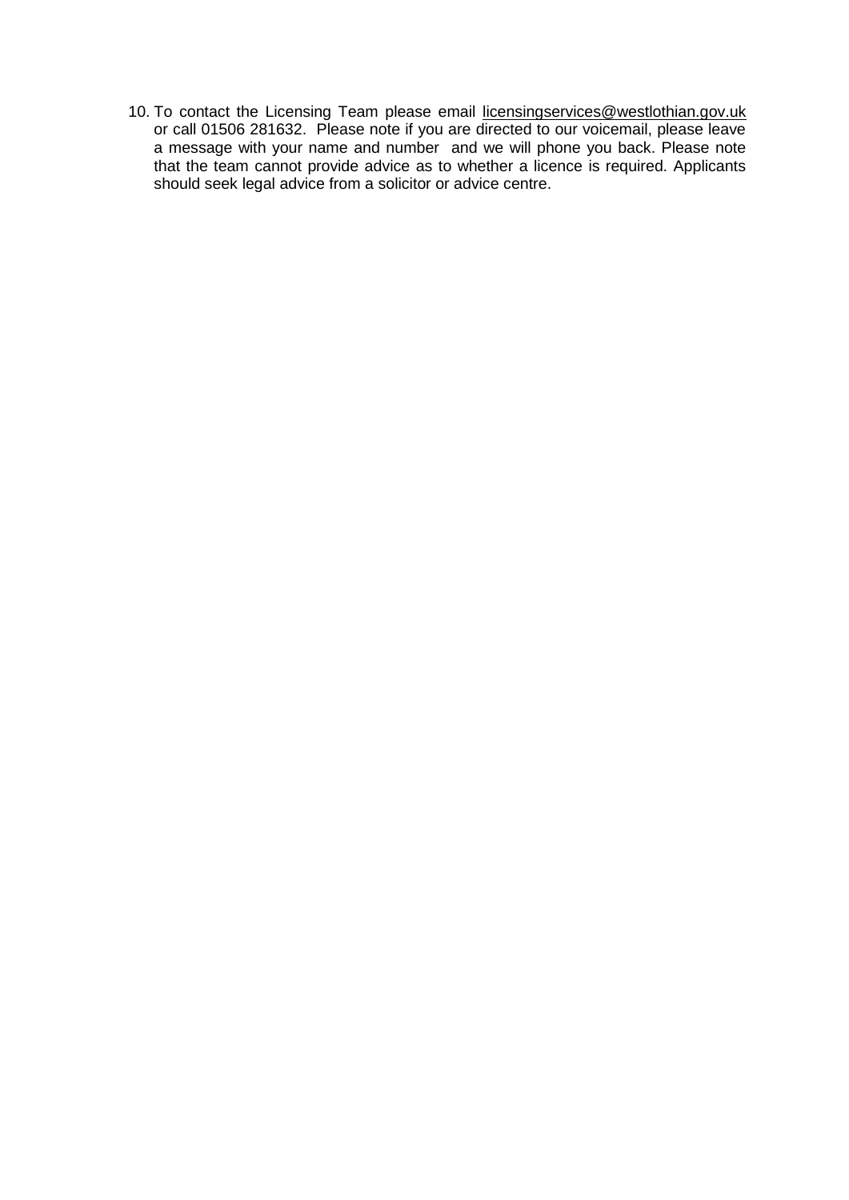10. To contact the Licensing Team please email licensingservices@westlothian.gov.uk or call 01506 281632. Please note if you are directed to our voicemail, please leave a message with your name and number and we will phone you back. Please note that the team cannot provide advice as to whether a licence is required. Applicants should seek legal advice from a solicitor or advice centre.